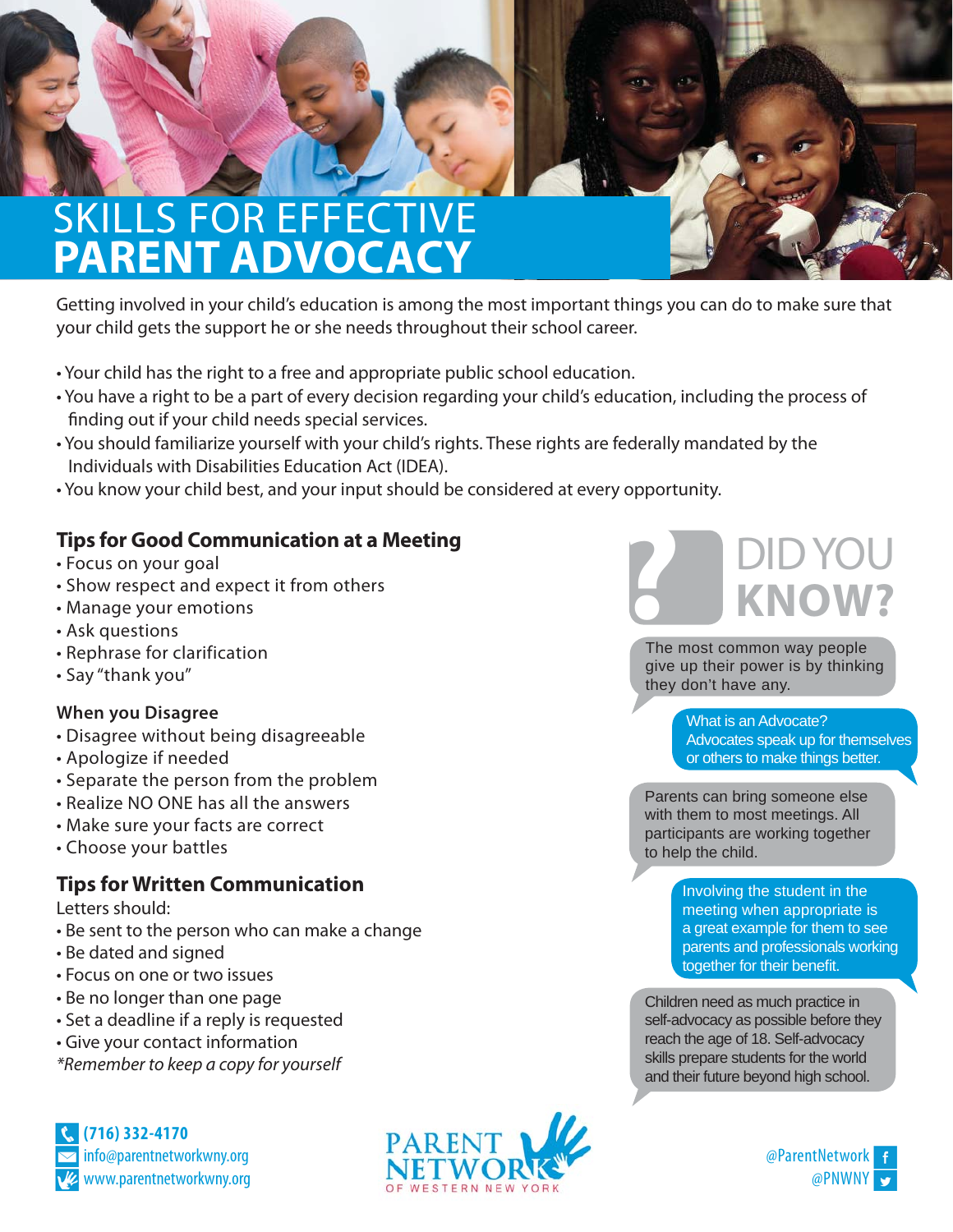# SKILLS FOR EFFECTIVE **PARENT ADVOCACY**

Getting involved in your child's education is among the most important things you can do to make sure that your child gets the support he or she needs throughout their school career.

- Your child has the right to a free and appropriate public school education.
- You have a right to be a part of every decision regarding your child's education, including the process of finding out if your child needs special services.
- You should familiarize yourself with your child's rights. These rights are federally mandated by the Individuals with Disabilities Education Act (IDEA).
- You know your child best, and your input should be considered at every opportunity.

## Tips for Good Communication at a Meeting

- Focus on your goal
- Show respect and expect it from others
- Manage your emotions
- Ask questions
- Rephrase for clarification
- Say "thank you"

### When you Disagree

- Disagree without being disagreeable
- Apologize if needed
- Separate the person from the problem
- Realize NO ONE has all the answers
- Make sure your facts are correct
- Choose your battles

## Tips for Written Communication

Letters should:

- Be sent to the person who can make a change
- Be dated and signed
- Focus on one or two issues
- Be no longer than one page
- Set a deadline if a reply is requested
- Give your contact information

*\*Remember to keep a copy for yourself*

## DID YOU KNOW?

The most common way people give up their power is by thinking they don't have any.

What is an Advocate? Advocates speak up for themselves or others to make things better.

Parents can bring someone else with them to most meetings. All participants are working together to help the child.

Involving the student in the meeting when appropriate is a great example for them to see parents and professionals working together for their benefit.

Children need as much practice in self-advocacy as possible before they reach the age of 18. Self-advocacy skills prepare students for the world and their future beyond high school.

(716) 332-4170
info@parentnetworkwny.org
www.parentnetworkwny.org

PARENT NETWORK OF WESTERN NEW YORK

@ParentNetwork
@PNWNY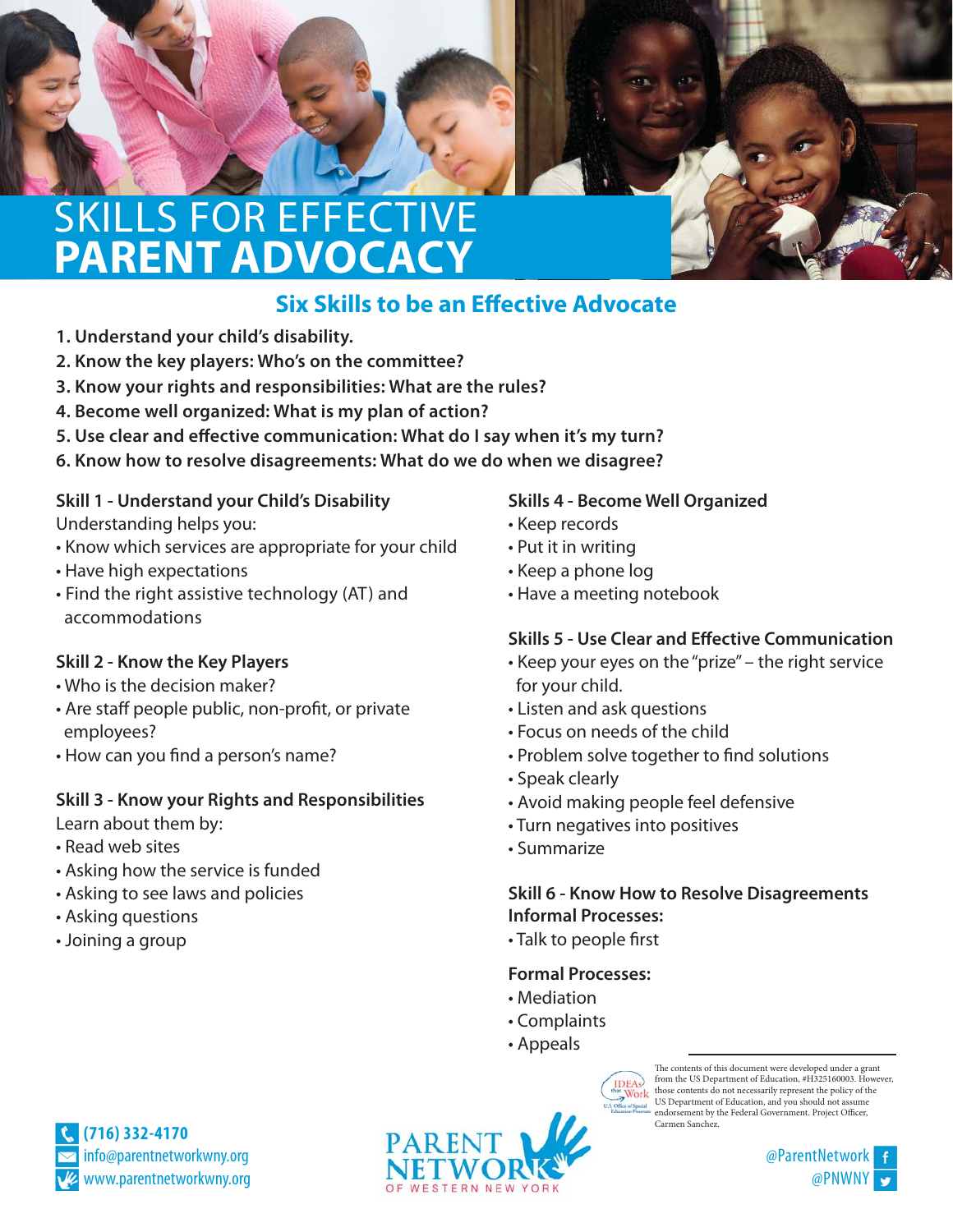# SKILLS FOR EFFECTIVE **PARENT ADVOCACY**

## Six Skills to be an Effective Advocate

1. **Understand your child's disability.**
2. **Know the key players: Who's on the committee?**
3. **Know your rights and responsibilities: What are the rules?**
4. **Become well organized: What is my plan of action?**
5. **Use clear and effective communication: What do I say when it's my turn?**
6. **Know how to resolve disagreements: What do we do when we disagree?**

### Skill 1 - Understand your Child's Disability

Understanding helps you:

- Know which services are appropriate for your child
- Have high expectations
- Find the right assistive technology (AT) and accommodations

### Skill 2 - Know the Key Players

- Who is the decision maker?
- Are staff people public, non-profit, or private employees?
- How can you find a person's name?

### Skill 3 - Know your Rights and Responsibilities

Learn about them by:

- Read web sites
- Asking how the service is funded
- Asking to see laws and policies
- Asking questions
- Joining a group

### Skills 4 - Become Well Organized

- Keep records
- Put it in writing
- Keep a phone log
- Have a meeting notebook

### Skills 5 - Use Clear and Effective Communication

- Keep your eyes on the "prize" – the right service for your child.
- Listen and ask questions
- Focus on needs of the child
- Problem solve together to find solutions
- Speak clearly
- Avoid making people feel defensive
- Turn negatives into positives
- Summarize

### Skill 6 - Know How to Resolve Disagreements

**Informal Processes:**

- Talk to people first

**Formal Processes:**

- Mediation
- Complaints
- Appeals

The contents of this document were developed under a grant from the US Department of Education, #H325160003. However, those contents do not necessarily represent the policy of the US Department of Education, and you should not assume endorsement by the Federal Government. Project Officer, Carmen Sanchez.

(716) 332-4170
info@parentnetworkwny.org
www.parentnetworkwny.org

PARENT NETWORK OF WESTERN NEW YORK

@ParentNetwork
@PNWNY